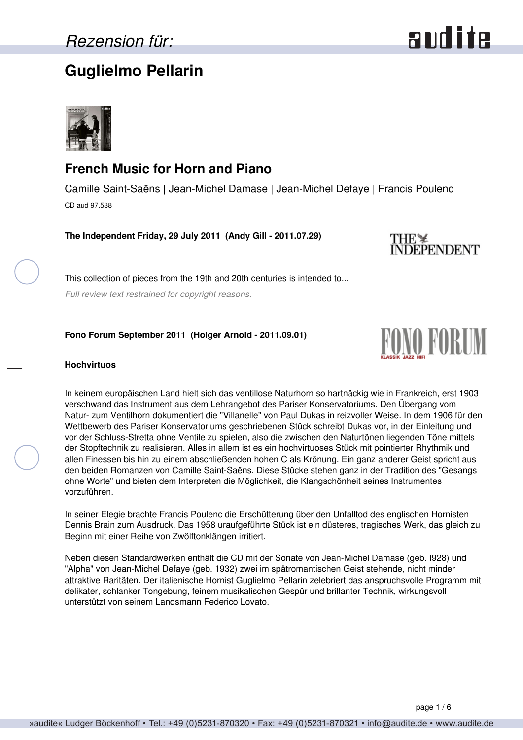*Rezension für:*

# Guglielmo Pellarin

## French Music for Horn and Piano

Camille Saint-Saëns | Jean-Michel Damase | Jean-Michel Defaye | Francis Poulenc

CD aud 97.538

**The Independent Friday, 29 July 2011 (Andy Gill - 2011.07.29)**

This collection of pieces from the 19th and 20th centuries is intended to...

*Full review text restrained for copyright reasons.*

**Fono Forum September 2011 (Holger Arnold - 2011.09.01)**

**Hochvirtuos**

In keinem europäischen Land hielt sich das ventillose Naturhorn so hartnäckig wie in Frankreich, erst 1903 verschwand das Instrument aus dem Lehrangebot des Pariser Konservatoriums. Den Übergang vom Natur- zum Ventilhorn dokumentiert die "Villanelle" von Paul Dukas in reizvoller Weise. In dem 1906 für den Wettbewerb des Pariser Konservatoriums geschriebenen Stück schreibt Dukas vor, in der Einleitung und vor der Schluss-Stretta ohne Ventile zu spielen, also die zwischen den Naturtönen liegenden Töne mittels der Stopftechnik zu realisieren. Alles in allem ist es ein hochvirtuoses Stück mit pointierter Rhythmik und allen Finessen bis hin zu einem abschließenden hohen C als Krönung. Ein ganz anderer Geist spricht aus den beiden Romanzen von Camille Saint-Saëns. Diese Stücke stehen ganz in der Tradition des "Gesangs ohne Worte" und bieten dem Interpreten die Möglichkeit, die Klangschönheit seines Instrumentes vorzuführen.

In seiner Elegie brachte Francis Poulenc die Erschütterung über den Unfalltod des englischen Hornisten Dennis Brain zum Ausdruck. Das 1958 uraufgeführte Stück ist ein düsteres, tragisches Werk, das gleich zu Beginn mit einer Reihe von Zwölftonklängen irritiert.

Neben diesen Standardwerken enthält die CD mit der Sonate von Jean-Michel Damase (geb. I928) und "Alpha" von Jean-Michel Defaye (geb. 1932) zwei im spätromantischen Geist stehende, nicht minder attraktive Raritäten. Der italienische Hornist Guglielmo Pellarin zelebriert das anspruchsvolle Programm mit delikater, schlanker Tongebung, feinem musikalischen Gespür und brillanter Technik, wirkungsvoll unterstützt von seinem Landsmann Federico Lovato.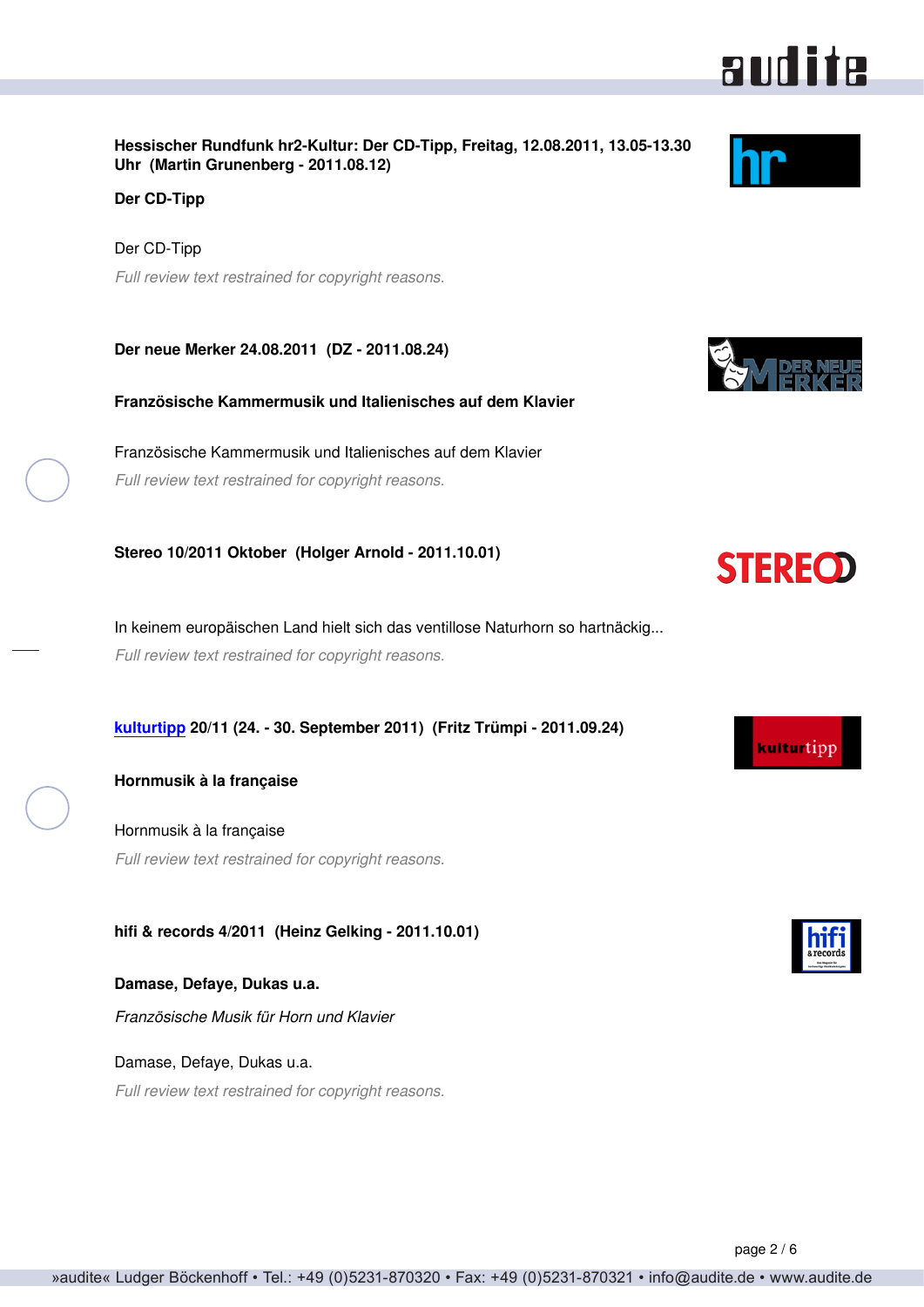**Hessischer Rundfunk hr2-Kultur: Der CD-Tipp, Freitag, 12.08.2011, 13.05-13.30 Uhr (Martin Grunenberg - 2011.08.12)**

**Der CD-Tipp**

Der CD-Tipp

*Full review text restrained for copyright reasons.*

**Der neue Merker 24.08.2011 (DZ - 2011.08.24)**

**Französische Kammermusik und Italienisches auf dem Klavier**

Französische Kammermusik und Italienisches auf dem Klavier

*Full review text restrained for copyright reasons.*

**Stereo 10/2011 Oktober (Holger Arnold - 2011.10.01)**

In keinem europäischen Land hielt sich das ventillose Naturhorn so hartnäckig...

*Full review text restrained for copyright reasons.*

**kulturtipp 20/11 (24. - 30. September 2011) (Fritz Trümpi - 2011.09.24)**

**Hornmusik à la française**

Hornmusik à la française

*Full review text restrained for copyright reasons.*

**hifi & records 4/2011 (Heinz Gelking - 2011.10.01)**

**Damase, Defaye, Dukas u.a.**

*Französische Musik für Horn und Klavier*

Damase, Defaye, Dukas u.a.

*Full review text restrained for copyright reasons.*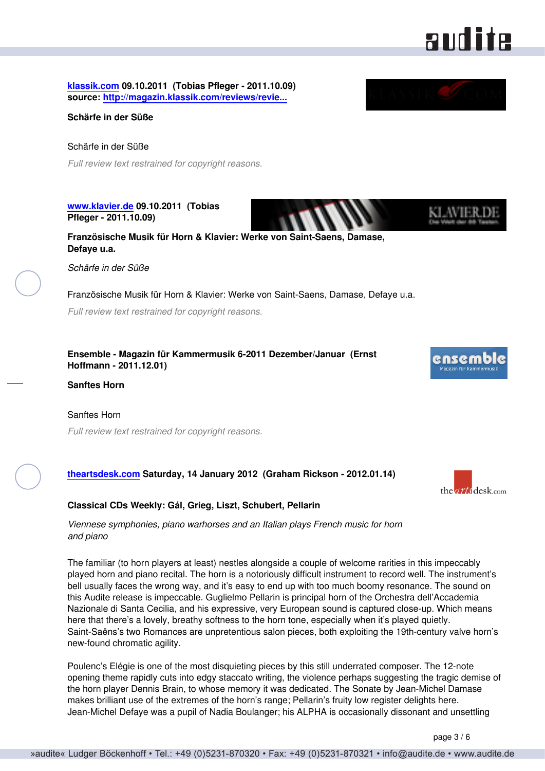**klassik.com 09.10.2011 (Tobias Pfleger - 2011.10.09)**
**source: http://magazin.klassik.com/reviews/revie...**

**Schärfe in der Süße**

Schärfe in der Süße

*Full review text restrained for copyright reasons.*

**www.klavier.de 09.10.2011 (Tobias Pfleger - 2011.10.09)**

**Französische Musik für Horn & Klavier: Werke von Saint-Saens, Damase, Defaye u.a.**

*Schärfe in der Süße*

Französische Musik für Horn & Klavier: Werke von Saint-Saens, Damase, Defaye u.a.

*Full review text restrained for copyright reasons.*

**Ensemble - Magazin für Kammermusik 6-2011 Dezember/Januar (Ernst Hoffmann - 2011.12.01)**

**Sanftes Horn**

Sanftes Horn

*Full review text restrained for copyright reasons.*

**theartsdesk.com Saturday, 14 January 2012 (Graham Rickson - 2012.01.14)**

**Classical CDs Weekly: Gál, Grieg, Liszt, Schubert, Pellarin**

*Viennese symphonies, piano warhorses and an Italian plays French music for horn and piano*

The familiar (to horn players at least) nestles alongside a couple of welcome rarities in this impeccably played horn and piano recital. The horn is a notoriously difficult instrument to record well. The instrument's bell usually faces the wrong way, and it's easy to end up with too much boomy resonance. The sound on this Audite release is impeccable. Guglielmo Pellarin is principal horn of the Orchestra dell'Accademia Nazionale di Santa Cecilia, and his expressive, very European sound is captured close-up. Which means here that there's a lovely, breathy softness to the horn tone, especially when it's played quietly. Saint-Saëns's two Romances are unpretentious salon pieces, both exploiting the 19th-century valve horn's new-found chromatic agility.

Poulenc's Elégie is one of the most disquieting pieces by this still underrated composer. The 12-note opening theme rapidly cuts into edgy staccato writing, the violence perhaps suggesting the tragic demise of the horn player Dennis Brain, to whose memory it was dedicated. The Sonate by Jean-Michel Damase makes brilliant use of the extremes of the horn's range; Pellarin's fruity low register delights here. Jean-Michel Defaye was a pupil of Nadia Boulanger; his ALPHA is occasionally dissonant and unsettling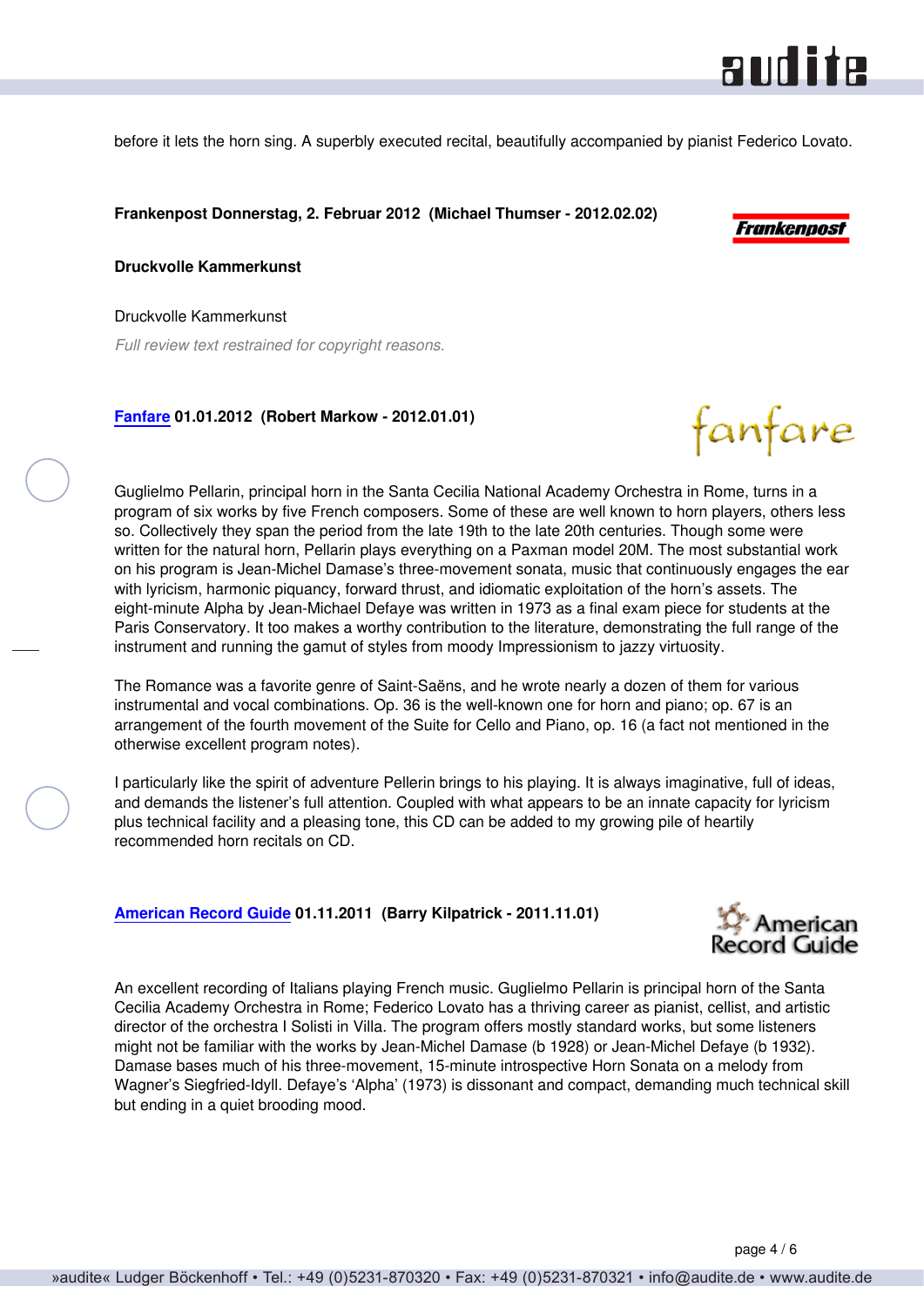before it lets the horn sing. A superbly executed recital, beautifully accompanied by pianist Federico Lovato.

**Frankenpost Donnerstag, 2. Februar 2012  (Michael Thumser - 2012.02.02)**

**Druckvolle Kammerkunst**

Druckvolle Kammerkunst

*Full review text restrained for copyright reasons.*

**Fanfare 01.01.2012  (Robert Markow - 2012.01.01)**

Guglielmo Pellarin, principal horn in the Santa Cecilia National Academy Orchestra in Rome, turns in a program of six works by five French composers. Some of these are well known to horn players, others less so. Collectively they span the period from the late 19th to the late 20th centuries. Though some were written for the natural horn, Pellarin plays everything on a Paxman model 20M. The most substantial work on his program is Jean-Michel Damase's three-movement sonata, music that continuously engages the ear with lyricism, harmonic piquancy, forward thrust, and idiomatic exploitation of the horn's assets. The eight-minute Alpha by Jean-Michael Defaye was written in 1973 as a final exam piece for students at the Paris Conservatory. It too makes a worthy contribution to the literature, demonstrating the full range of the instrument and running the gamut of styles from moody Impressionism to jazzy virtuosity.

The Romance was a favorite genre of Saint-Saëns, and he wrote nearly a dozen of them for various instrumental and vocal combinations. Op. 36 is the well-known one for horn and piano; op. 67 is an arrangement of the fourth movement of the Suite for Cello and Piano, op. 16 (a fact not mentioned in the otherwise excellent program notes).

I particularly like the spirit of adventure Pellerin brings to his playing. It is always imaginative, full of ideas, and demands the listener's full attention. Coupled with what appears to be an innate capacity for lyricism plus technical facility and a pleasing tone, this CD can be added to my growing pile of heartily recommended horn recitals on CD.

**American Record Guide 01.11.2011  (Barry Kilpatrick - 2011.11.01)**

An excellent recording of Italians playing French music. Guglielmo Pellarin is principal horn of the Santa Cecilia Academy Orchestra in Rome; Federico Lovato has a thriving career as pianist, cellist, and artistic director of the orchestra I Solisti in Villa. The program offers mostly standard works, but some listeners might not be familiar with the works by Jean-Michel Damase (b 1928) or Jean-Michel Defaye (b 1932). Damase bases much of his three-movement, 15-minute introspective Horn Sonata on a melody from Wagner's Siegfried-Idyll. Defaye's 'Alpha' (1973) is dissonant and compact, demanding much technical skill but ending in a quiet brooding mood.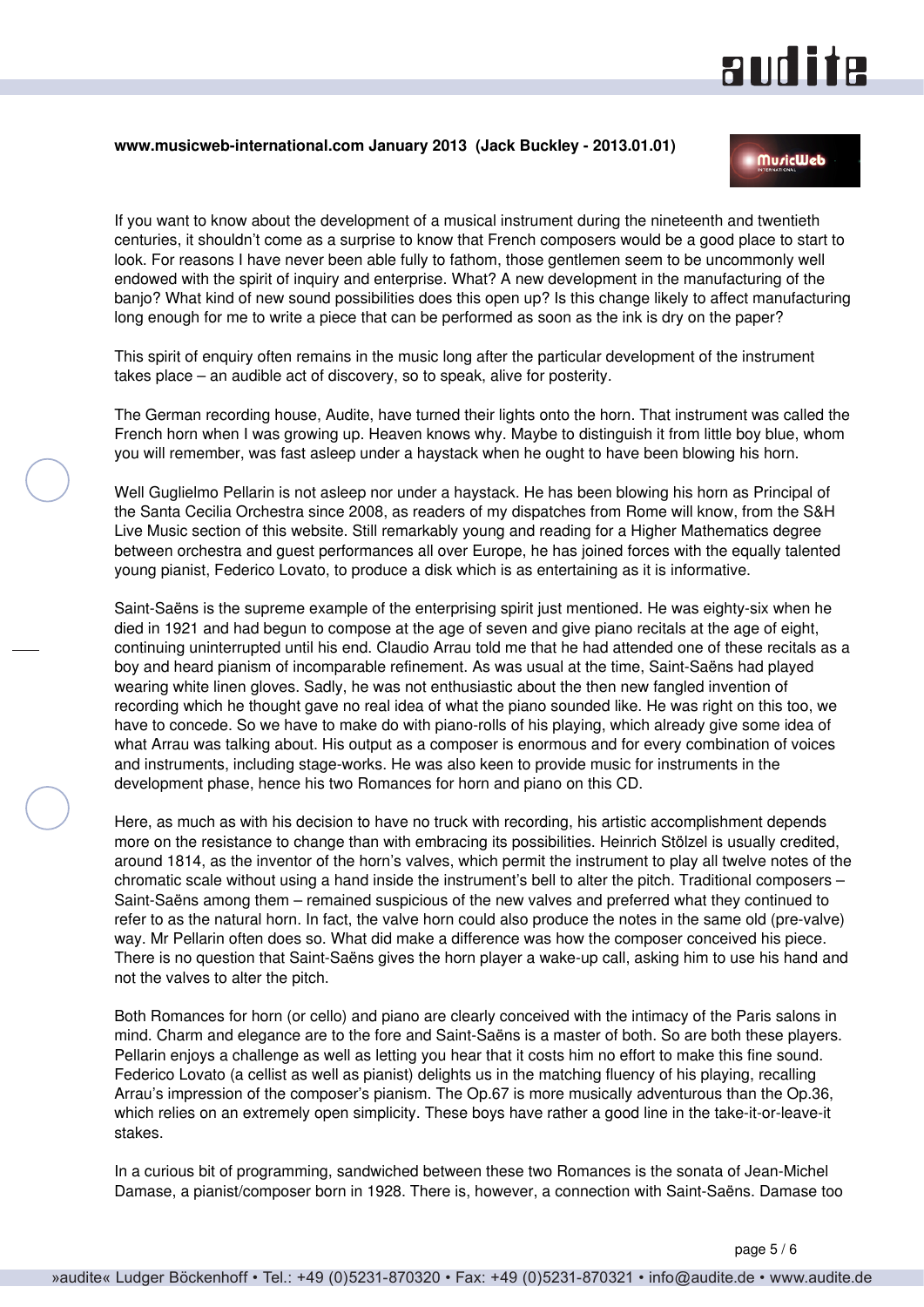**www.musicweb-international.com January 2013 (Jack Buckley - 2013.01.01)**

If you want to know about the development of a musical instrument during the nineteenth and twentieth centuries, it shouldn't come as a surprise to know that French composers would be a good place to start to look. For reasons I have never been able fully to fathom, those gentlemen seem to be uncommonly well endowed with the spirit of inquiry and enterprise. What? A new development in the manufacturing of the banjo? What kind of new sound possibilities does this open up? Is this change likely to affect manufacturing long enough for me to write a piece that can be performed as soon as the ink is dry on the paper?

This spirit of enquiry often remains in the music long after the particular development of the instrument takes place – an audible act of discovery, so to speak, alive for posterity.

The German recording house, Audite, have turned their lights onto the horn. That instrument was called the French horn when I was growing up. Heaven knows why. Maybe to distinguish it from little boy blue, whom you will remember, was fast asleep under a haystack when he ought to have been blowing his horn.

Well Guglielmo Pellarin is not asleep nor under a haystack. He has been blowing his horn as Principal of the Santa Cecilia Orchestra since 2008, as readers of my dispatches from Rome will know, from the S&H Live Music section of this website. Still remarkably young and reading for a Higher Mathematics degree between orchestra and guest performances all over Europe, he has joined forces with the equally talented young pianist, Federico Lovato, to produce a disk which is as entertaining as it is informative.

Saint-Saëns is the supreme example of the enterprising spirit just mentioned. He was eighty-six when he died in 1921 and had begun to compose at the age of seven and give piano recitals at the age of eight, continuing uninterrupted until his end. Claudio Arrau told me that he had attended one of these recitals as a boy and heard pianism of incomparable refinement. As was usual at the time, Saint-Saëns had played wearing white linen gloves. Sadly, he was not enthusiastic about the then new fangled invention of recording which he thought gave no real idea of what the piano sounded like. He was right on this too, we have to concede. So we have to make do with piano-rolls of his playing, which already give some idea of what Arrau was talking about. His output as a composer is enormous and for every combination of voices and instruments, including stage-works. He was also keen to provide music for instruments in the development phase, hence his two Romances for horn and piano on this CD.

Here, as much as with his decision to have no truck with recording, his artistic accomplishment depends more on the resistance to change than with embracing its possibilities. Heinrich Stölzel is usually credited, around 1814, as the inventor of the horn's valves, which permit the instrument to play all twelve notes of the chromatic scale without using a hand inside the instrument's bell to alter the pitch. Traditional composers – Saint-Saëns among them – remained suspicious of the new valves and preferred what they continued to refer to as the natural horn. In fact, the valve horn could also produce the notes in the same old (pre-valve) way. Mr Pellarin often does so. What did make a difference was how the composer conceived his piece. There is no question that Saint-Saëns gives the horn player a wake-up call, asking him to use his hand and not the valves to alter the pitch.

Both Romances for horn (or cello) and piano are clearly conceived with the intimacy of the Paris salons in mind. Charm and elegance are to the fore and Saint-Saëns is a master of both. So are both these players. Pellarin enjoys a challenge as well as letting you hear that it costs him no effort to make this fine sound. Federico Lovato (a cellist as well as pianist) delights us in the matching fluency of his playing, recalling Arrau's impression of the composer's pianism. The Op.67 is more musically adventurous than the Op.36, which relies on an extremely open simplicity. These boys have rather a good line in the take-it-or-leave-it stakes.

In a curious bit of programming, sandwiched between these two Romances is the sonata of Jean-Michel Damase, a pianist/composer born in 1928. There is, however, a connection with Saint-Saëns. Damase too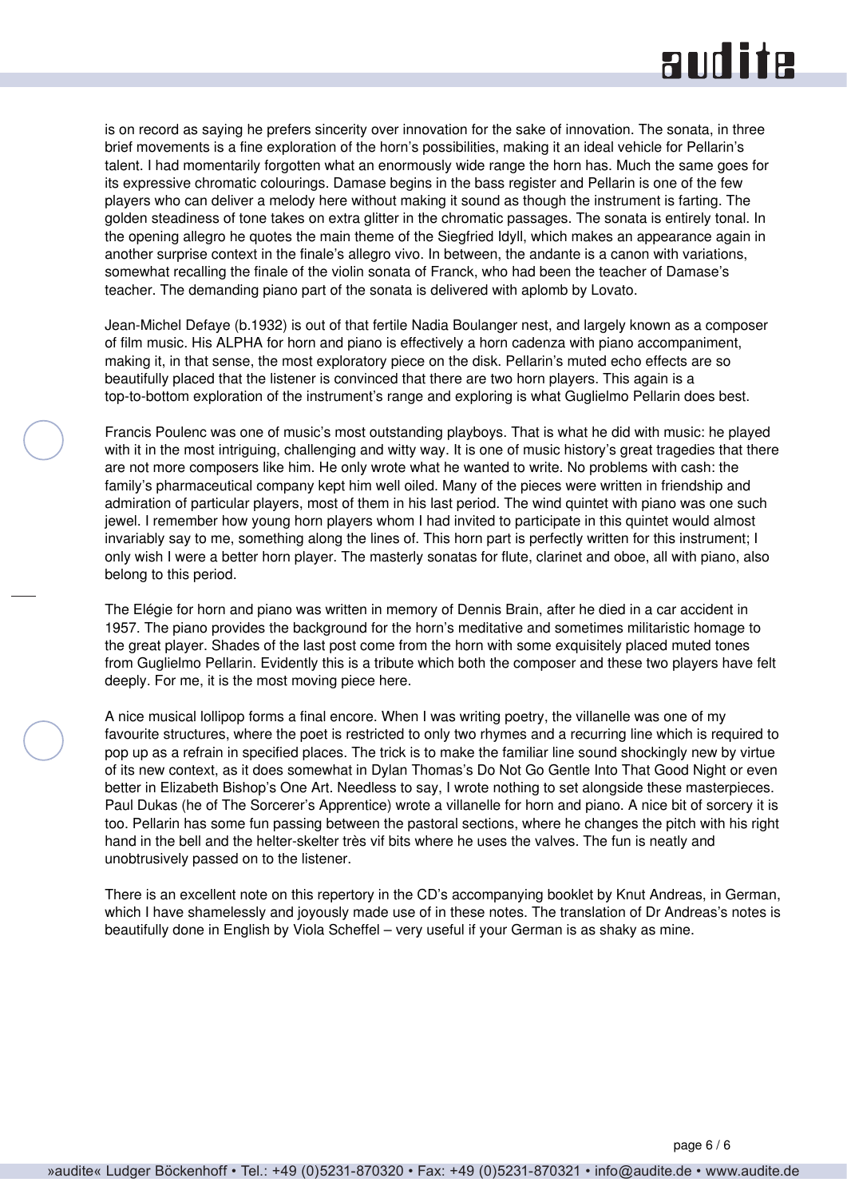is on record as saying he prefers sincerity over innovation for the sake of innovation. The sonata, in three brief movements is a fine exploration of the horn's possibilities, making it an ideal vehicle for Pellarin's talent. I had momentarily forgotten what an enormously wide range the horn has. Much the same goes for its expressive chromatic colourings. Damase begins in the bass register and Pellarin is one of the few players who can deliver a melody here without making it sound as though the instrument is farting. The golden steadiness of tone takes on extra glitter in the chromatic passages. The sonata is entirely tonal. In the opening allegro he quotes the main theme of the Siegfried Idyll, which makes an appearance again in another surprise context in the finale's allegro vivo. In between, the andante is a canon with variations, somewhat recalling the finale of the violin sonata of Franck, who had been the teacher of Damase's teacher. The demanding piano part of the sonata is delivered with aplomb by Lovato.

Jean-Michel Defaye (b.1932) is out of that fertile Nadia Boulanger nest, and largely known as a composer of film music. His ALPHA for horn and piano is effectively a horn cadenza with piano accompaniment, making it, in that sense, the most exploratory piece on the disk. Pellarin's muted echo effects are so beautifully placed that the listener is convinced that there are two horn players. This again is a top-to-bottom exploration of the instrument's range and exploring is what Guglielmo Pellarin does best.

Francis Poulenc was one of music's most outstanding playboys. That is what he did with music: he played with it in the most intriguing, challenging and witty way. It is one of music history's great tragedies that there are not more composers like him. He only wrote what he wanted to write. No problems with cash: the family's pharmaceutical company kept him well oiled. Many of the pieces were written in friendship and admiration of particular players, most of them in his last period. The wind quintet with piano was one such jewel. I remember how young horn players whom I had invited to participate in this quintet would almost invariably say to me, something along the lines of. This horn part is perfectly written for this instrument; I only wish I were a better horn player. The masterly sonatas for flute, clarinet and oboe, all with piano, also belong to this period.

The Elégie for horn and piano was written in memory of Dennis Brain, after he died in a car accident in 1957. The piano provides the background for the horn's meditative and sometimes militaristic homage to the great player. Shades of the last post come from the horn with some exquisitely placed muted tones from Guglielmo Pellarin. Evidently this is a tribute which both the composer and these two players have felt deeply. For me, it is the most moving piece here.

A nice musical lollipop forms a final encore. When I was writing poetry, the villanelle was one of my favourite structures, where the poet is restricted to only two rhymes and a recurring line which is required to pop up as a refrain in specified places. The trick is to make the familiar line sound shockingly new by virtue of its new context, as it does somewhat in Dylan Thomas's Do Not Go Gentle Into That Good Night or even better in Elizabeth Bishop's One Art. Needless to say, I wrote nothing to set alongside these masterpieces. Paul Dukas (he of The Sorcerer's Apprentice) wrote a villanelle for horn and piano. A nice bit of sorcery it is too. Pellarin has some fun passing between the pastoral sections, where he changes the pitch with his right hand in the bell and the helter-skelter très vif bits where he uses the valves. The fun is neatly and unobtrusively passed on to the listener.

There is an excellent note on this repertory in the CD's accompanying booklet by Knut Andreas, in German, which I have shamelessly and joyously made use of in these notes. The translation of Dr Andreas's notes is beautifully done in English by Viola Scheffel – very useful if your German is as shaky as mine.